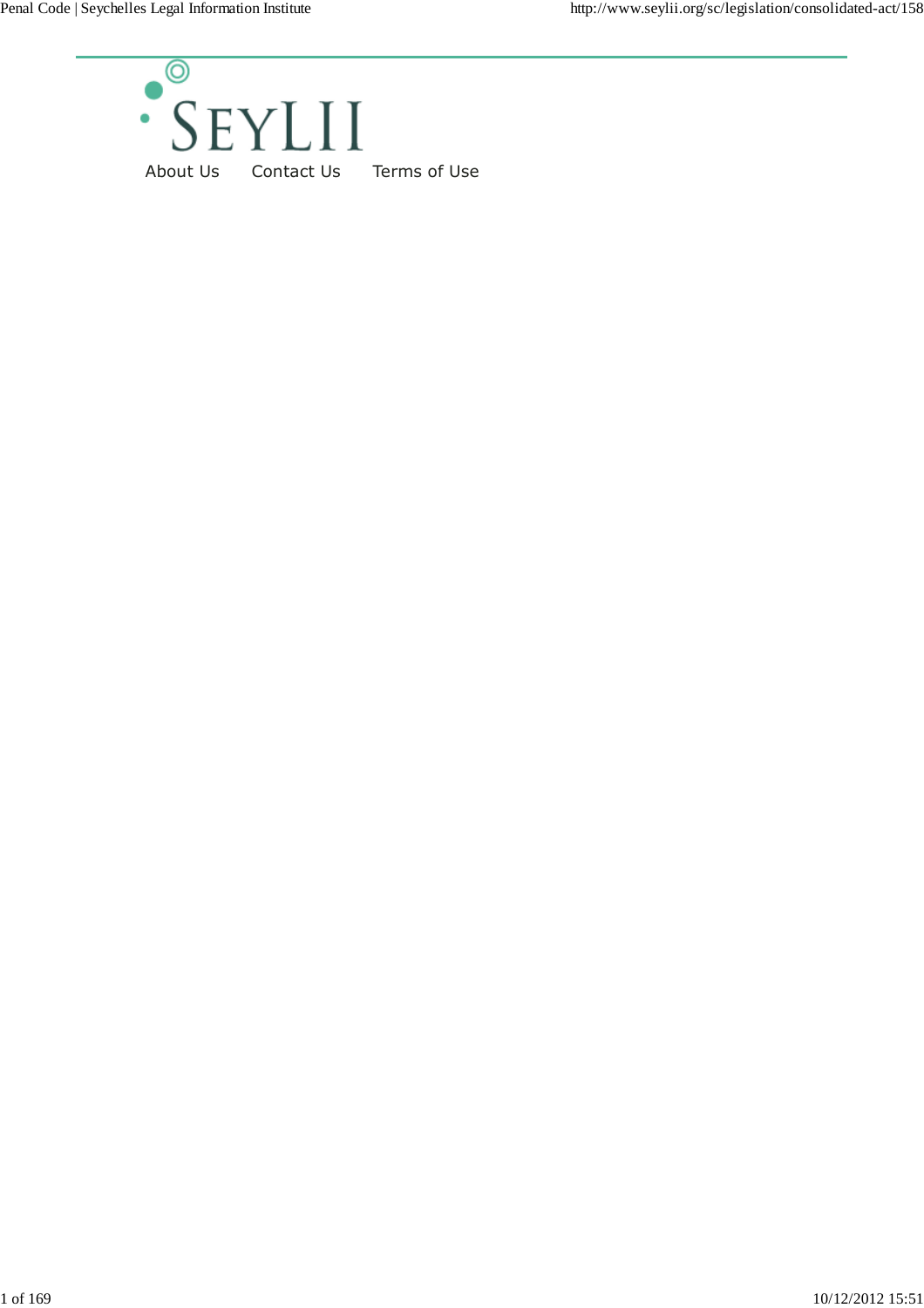SEYLII

About Us Contact Us Terms of Use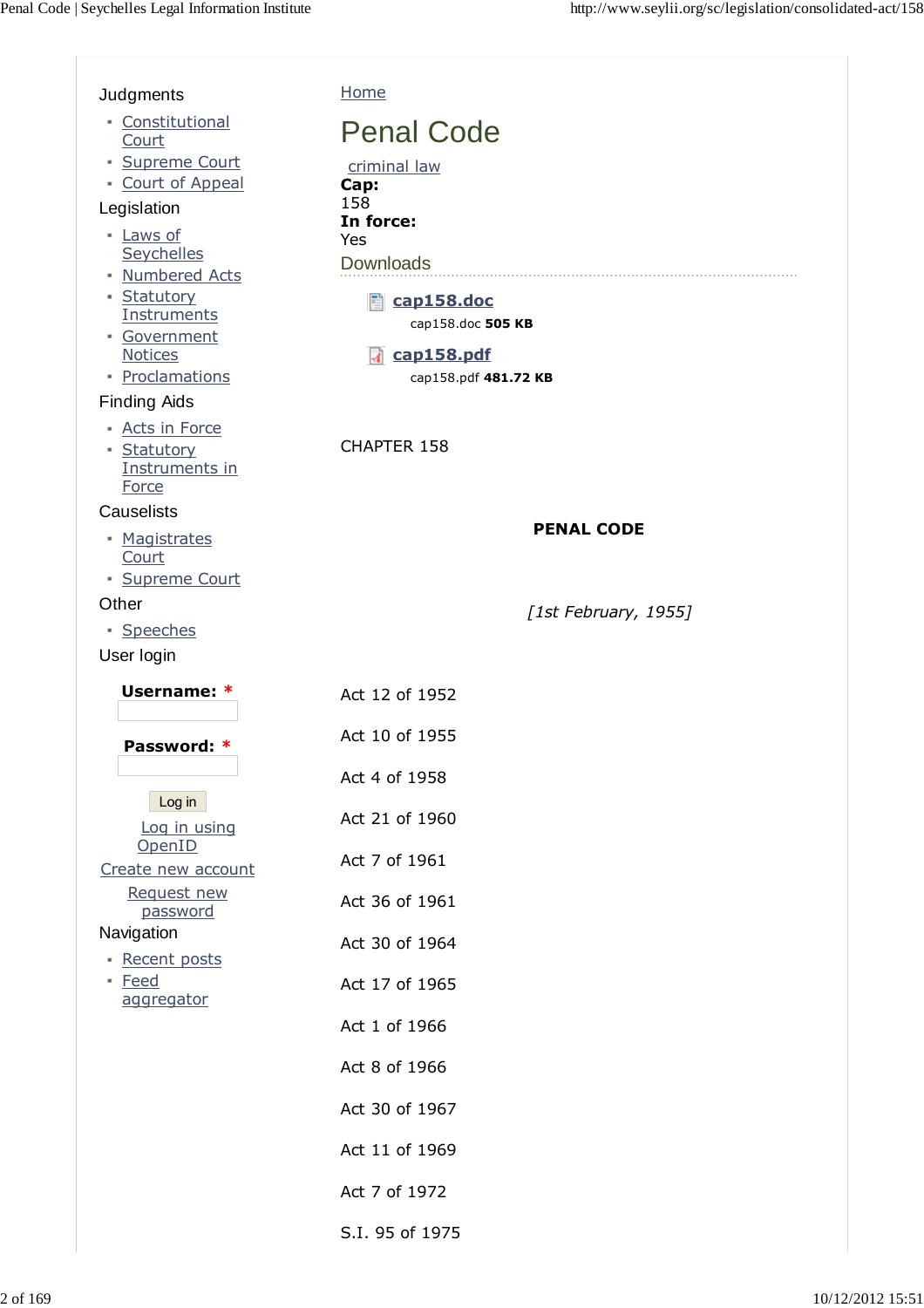Judgments

- Constitutional Court
- Supreme Court
- Court of Appeal

Legislation

- Laws of Seychelles
- Numbered Acts
- Statutory Instruments
- Government Notices
- Proclamations

Finding Aids

- Acts in Force
- Statutory Instruments in Force

Causelists

- Magistrates Court
- Supreme Court

Other

- Speeches

User login

**Username:** *

**Password:** *

Log in

Log in using OpenID

Create new account

Request new password

Navigation

- Recent posts
- Feed aggregator

Home

# Penal Code

criminal law

**Cap:**
158

**In force:**
Yes

## Downloads

- **cap158.doc**
  cap158.doc **505 KB**
- **cap158.pdf**
  cap158.pdf **481.72 KB**

CHAPTER 158

**PENAL CODE**

*[1st February, 1955]*

Act 12 of 1952

Act 10 of 1955

Act 4 of 1958

Act 21 of 1960

Act 7 of 1961

Act 36 of 1961

Act 30 of 1964

Act 17 of 1965

Act 1 of 1966

Act 8 of 1966

Act 30 of 1967

Act 11 of 1969

Act 7 of 1972

S.I. 95 of 1975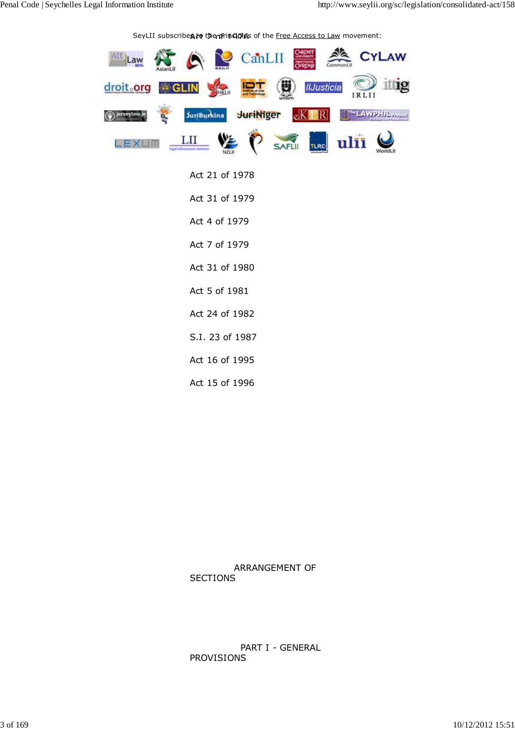SeyLII subscribes to the principles of the Free Access to Law movement:

Act 2 of 1976

Act 21 of 1978

Act 31 of 1979

Act 4 of 1979

Act 7 of 1979

Act 31 of 1980

Act 5 of 1981

Act 24 of 1982

S.I. 23 of 1987

Act 16 of 1995

Act 15 of 1996

## ARRANGEMENT OF SECTIONS

### PART I - GENERAL PROVISIONS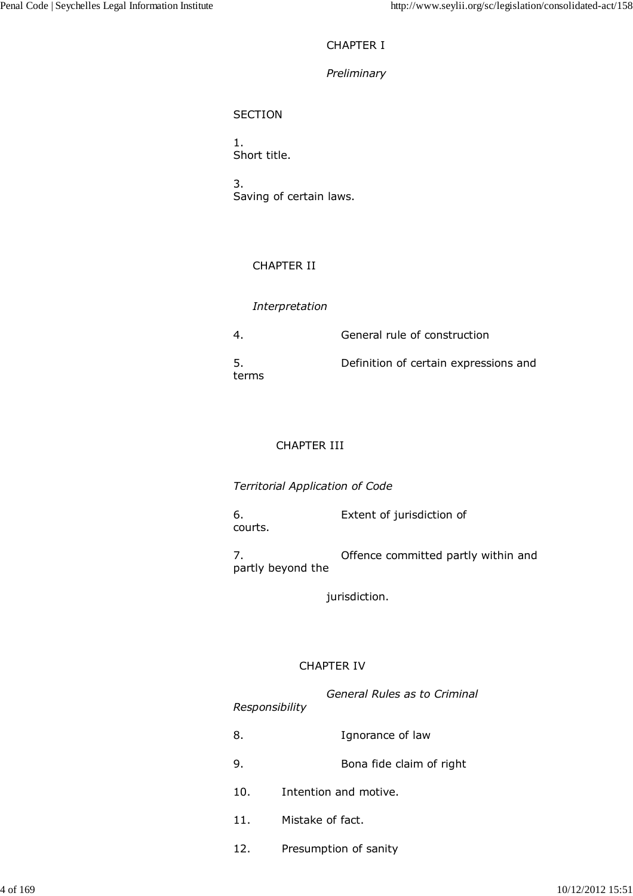## CHAPTER I

*Preliminary*

SECTION

1. Short title.

3. Saving of certain laws.

## CHAPTER II

*Interpretation*

4. General rule of construction

5. Definition of certain expressions and terms

## CHAPTER III

*Territorial Application of Code*

6. Extent of jurisdiction of courts.

7. Offence committed partly within and partly beyond the jurisdiction.

## CHAPTER IV

*General Rules as to Criminal Responsibility*

8. Ignorance of law

9. Bona fide claim of right

10. Intention and motive.

11. Mistake of fact.

12. Presumption of sanity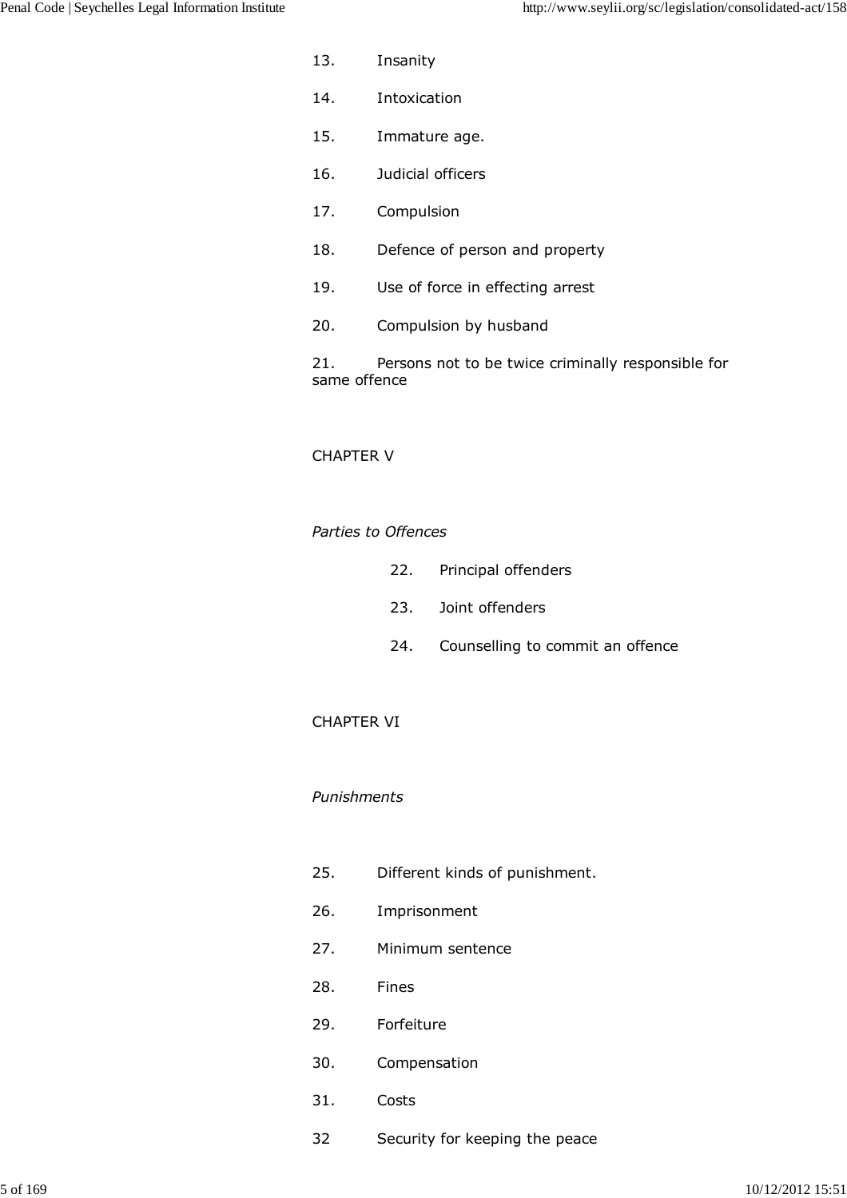13. Insanity

14. Intoxication

15. Immature age.

16. Judicial officers

17. Compulsion

18. Defence of person and property

19. Use of force in effecting arrest

20. Compulsion by husband

21. Persons not to be twice criminally responsible for same offence

CHAPTER V

*Parties to Offences*

22. Principal offenders

23. Joint offenders

24. Counselling to commit an offence

CHAPTER VI

*Punishments*

25. Different kinds of punishment.

26. Imprisonment

27. Minimum sentence

28. Fines

29. Forfeiture

30. Compensation

31. Costs

32 Security for keeping the peace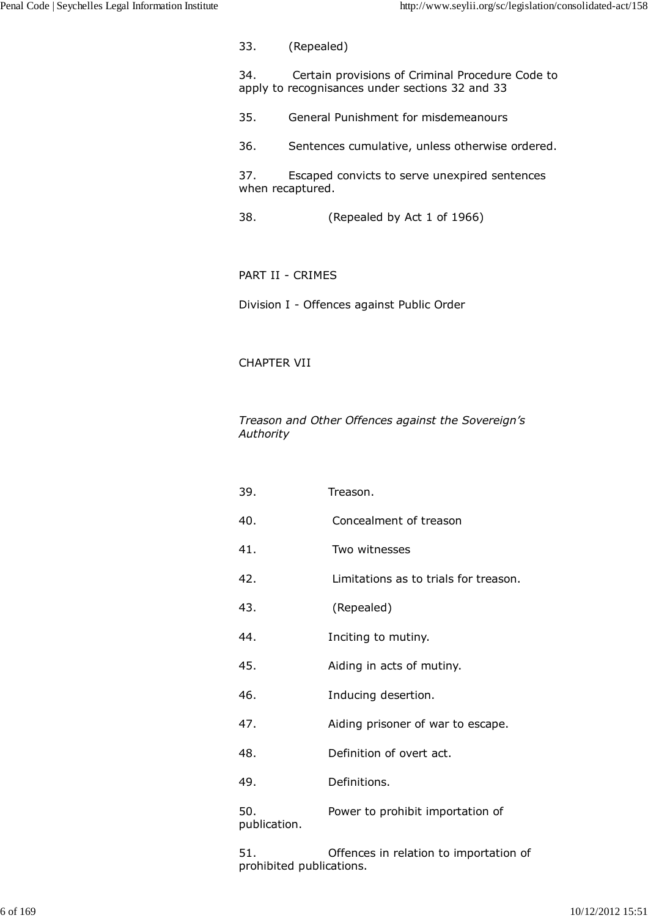33. (Repealed)

34. Certain provisions of Criminal Procedure Code to apply to recognisances under sections 32 and 33

35. General Punishment for misdemeanours

36. Sentences cumulative, unless otherwise ordered.

37. Escaped convicts to serve unexpired sentences when recaptured.

38. (Repealed by Act 1 of 1966)

PART II - CRIMES

Division I - Offences against Public Order

CHAPTER VII

*Treason and Other Offences against the Sovereign's Authority*

39. Treason.

40. Concealment of treason

41. Two witnesses

42. Limitations as to trials for treason.

43. (Repealed)

44. Inciting to mutiny.

45. Aiding in acts of mutiny.

46. Inducing desertion.

47. Aiding prisoner of war to escape.

48. Definition of overt act.

49. Definitions.

50. Power to prohibit importation of publication.

51. Offences in relation to importation of prohibited publications.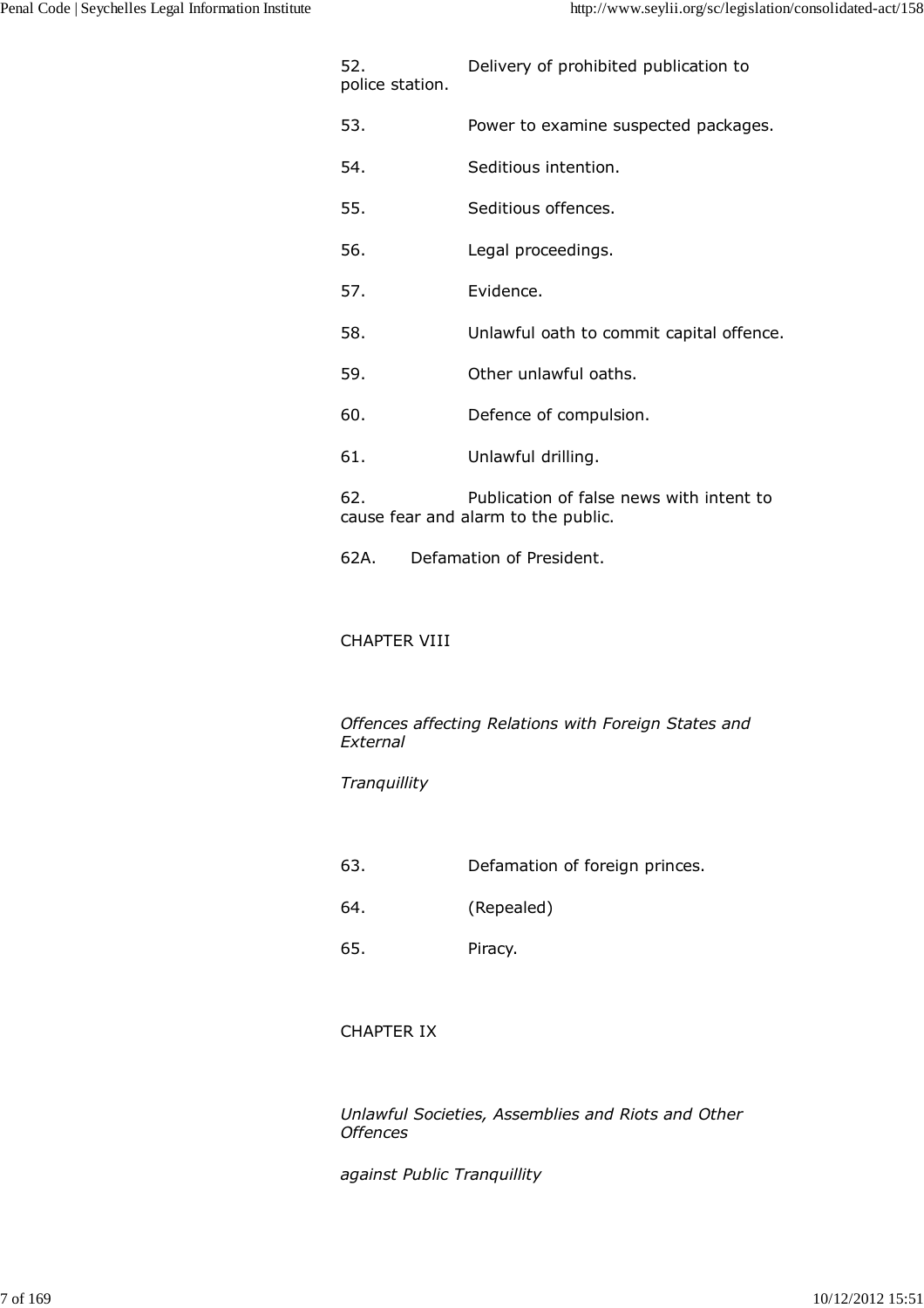52. Delivery of prohibited publication to police station.

53. Power to examine suspected packages.

54. Seditious intention.

55. Seditious offences.

56. Legal proceedings.

57. Evidence.

58. Unlawful oath to commit capital offence.

59. Other unlawful oaths.

60. Defence of compulsion.

61. Unlawful drilling.

62. Publication of false news with intent to cause fear and alarm to the public.

62A. Defamation of President.

## CHAPTER VIII

*Offences affecting Relations with Foreign States and External*

*Tranquillity*

63. Defamation of foreign princes.

64. (Repealed)

65. Piracy.

## CHAPTER IX

*Unlawful Societies, Assemblies and Riots and Other Offences*

*against Public Tranquillity*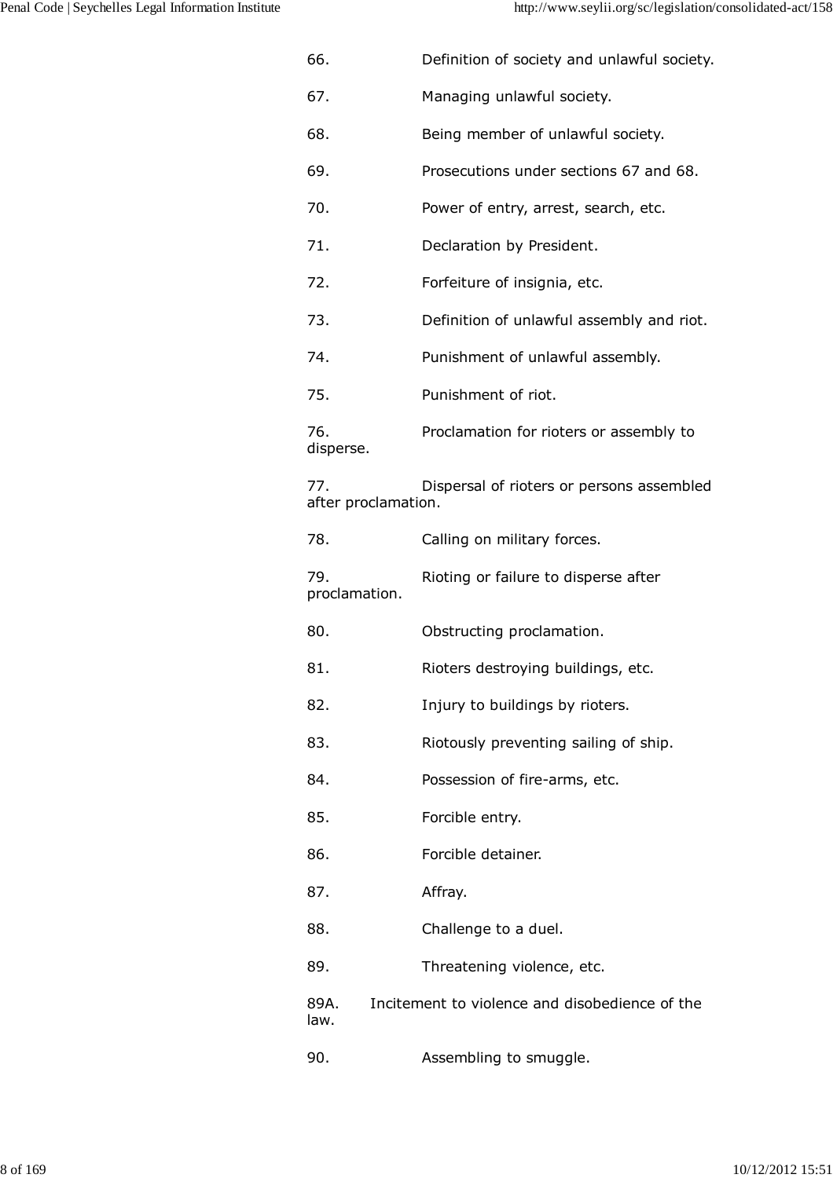66. Definition of society and unlawful society.

67. Managing unlawful society.

68. Being member of unlawful society.

69. Prosecutions under sections 67 and 68.

70. Power of entry, arrest, search, etc.

71. Declaration by President.

72. Forfeiture of insignia, etc.

73. Definition of unlawful assembly and riot.

74. Punishment of unlawful assembly.

75. Punishment of riot.

76. Proclamation for rioters or assembly to disperse.

77. Dispersal of rioters or persons assembled after proclamation.

78. Calling on military forces.

79. Rioting or failure to disperse after proclamation.

80. Obstructing proclamation.

81. Rioters destroying buildings, etc.

82. Injury to buildings by rioters.

83. Riotously preventing sailing of ship.

84. Possession of fire-arms, etc.

85. Forcible entry.

86. Forcible detainer.

87. Affray.

88. Challenge to a duel.

89. Threatening violence, etc.

89A. Incitement to violence and disobedience of the law.

90. Assembling to smuggle.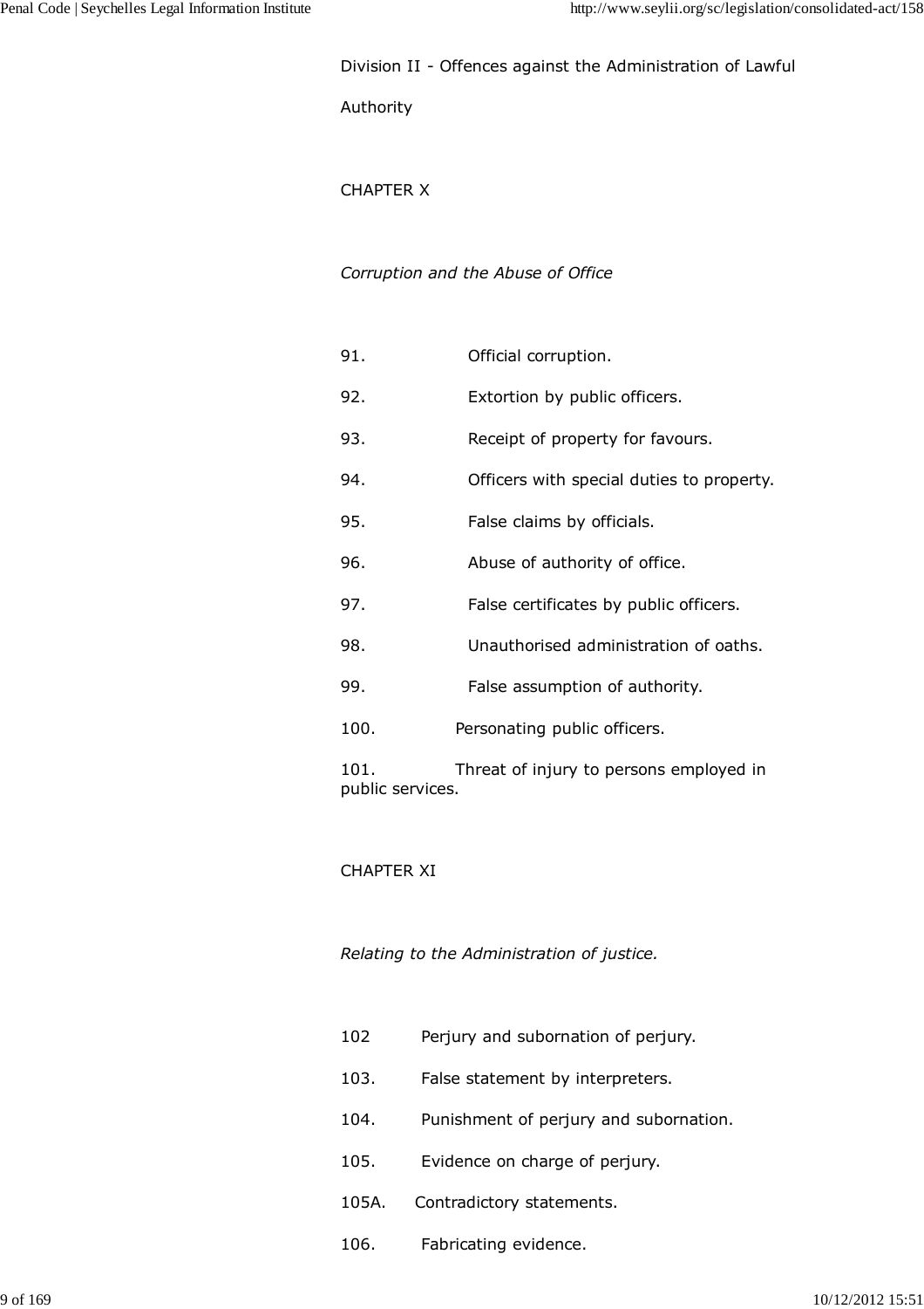Division II - Offences against the Administration of Lawful Authority

CHAPTER X

*Corruption and the Abuse of Office*

91. Official corruption.

92. Extortion by public officers.

93. Receipt of property for favours.

94. Officers with special duties to property.

95. False claims by officials.

96. Abuse of authority of office.

97. False certificates by public officers.

98. Unauthorised administration of oaths.

99. False assumption of authority.

100. Personating public officers.

101. Threat of injury to persons employed in public services.

CHAPTER XI

*Relating to the Administration of justice.*

102 Perjury and subornation of perjury.

103. False statement by interpreters.

104. Punishment of perjury and subornation.

105. Evidence on charge of perjury.

105A. Contradictory statements.

106. Fabricating evidence.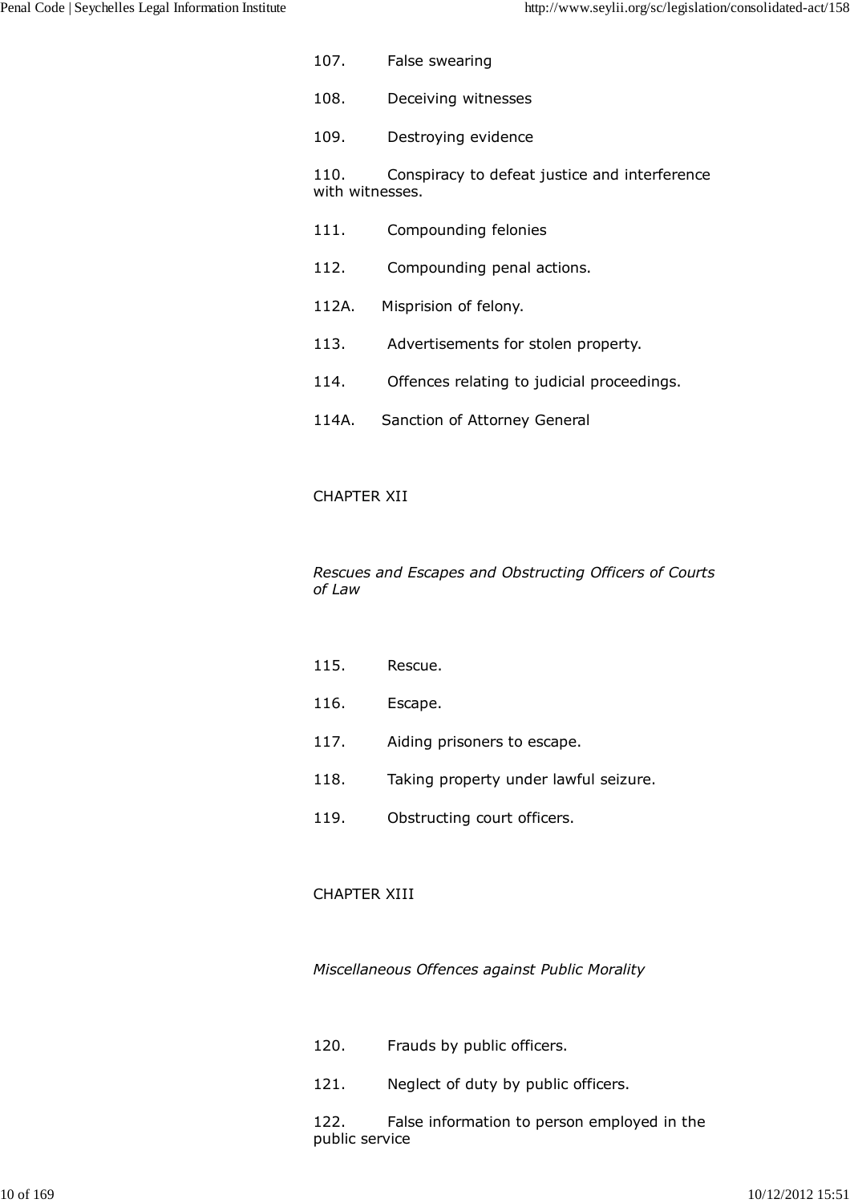107. False swearing

108. Deceiving witnesses

109. Destroying evidence

110. Conspiracy to defeat justice and interference with witnesses.

111. Compounding felonies

112. Compounding penal actions.

112A. Misprision of felony.

113. Advertisements for stolen property.

114. Offences relating to judicial proceedings.

114A. Sanction of Attorney General

CHAPTER XII

*Rescues and Escapes and Obstructing Officers of Courts of Law*

115. Rescue.

116. Escape.

117. Aiding prisoners to escape.

118. Taking property under lawful seizure.

119. Obstructing court officers.

CHAPTER XIII

*Miscellaneous Offences against Public Morality*

120. Frauds by public officers.

121. Neglect of duty by public officers.

122. False information to person employed in the public service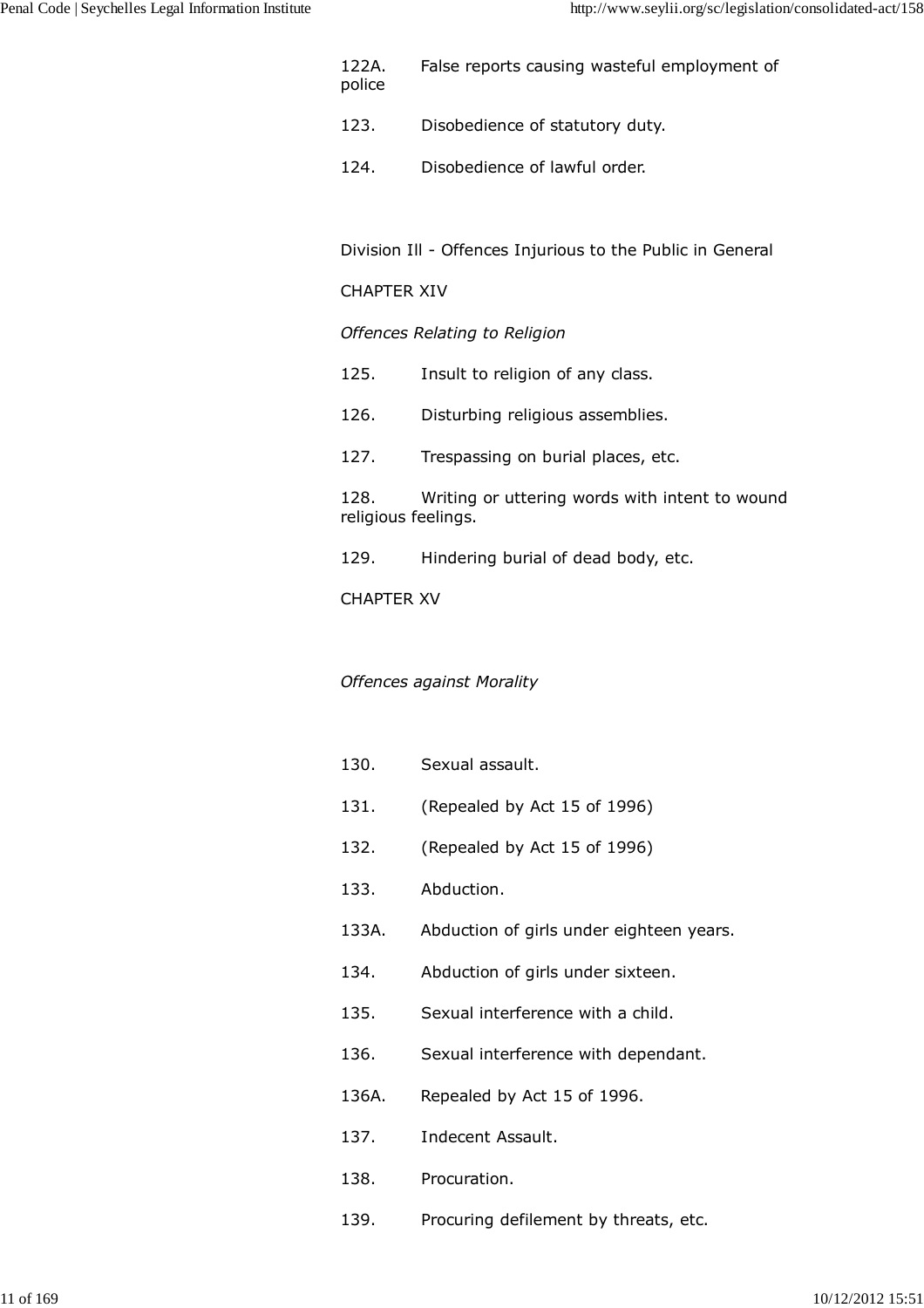122A. False reports causing wasteful employment of police

123. Disobedience of statutory duty.

124. Disobedience of lawful order.

Division Ill - Offences Injurious to the Public in General

CHAPTER XIV

*Offences Relating to Religion*

125. Insult to religion of any class.

126. Disturbing religious assemblies.

127. Trespassing on burial places, etc.

128. Writing or uttering words with intent to wound religious feelings.

129. Hindering burial of dead body, etc.

CHAPTER XV

*Offences against Morality*

130. Sexual assault.

131. (Repealed by Act 15 of 1996)

132. (Repealed by Act 15 of 1996)

133. Abduction.

133A. Abduction of girls under eighteen years.

134. Abduction of girls under sixteen.

135. Sexual interference with a child.

136. Sexual interference with dependant.

136A. Repealed by Act 15 of 1996.

137. Indecent Assault.

138. Procuration.

139. Procuring defilement by threats, etc.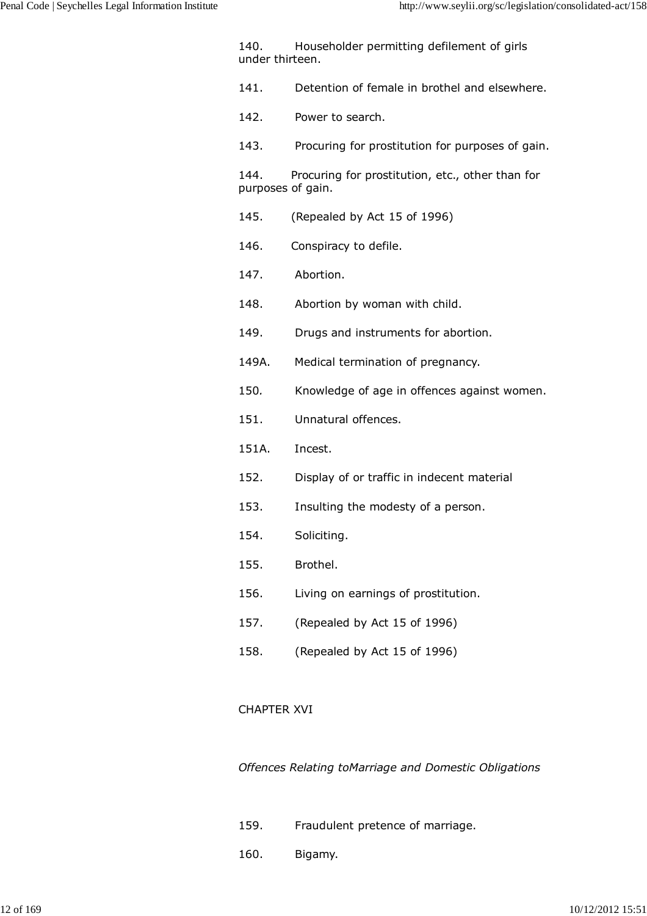140. Householder permitting defilement of girls under thirteen.

141. Detention of female in brothel and elsewhere.

142. Power to search.

143. Procuring for prostitution for purposes of gain.

144. Procuring for prostitution, etc., other than for purposes of gain.

145. (Repealed by Act 15 of 1996)

146. Conspiracy to defile.

147. Abortion.

148. Abortion by woman with child.

149. Drugs and instruments for abortion.

149A. Medical termination of pregnancy.

150. Knowledge of age in offences against women.

151. Unnatural offences.

151A. Incest.

152. Display of or traffic in indecent material

153. Insulting the modesty of a person.

154. Soliciting.

155. Brothel.

156. Living on earnings of prostitution.

157. (Repealed by Act 15 of 1996)

158. (Repealed by Act 15 of 1996)

CHAPTER XVI

*Offences Relating toMarriage and Domestic Obligations*

159. Fraudulent pretence of marriage.

160. Bigamy.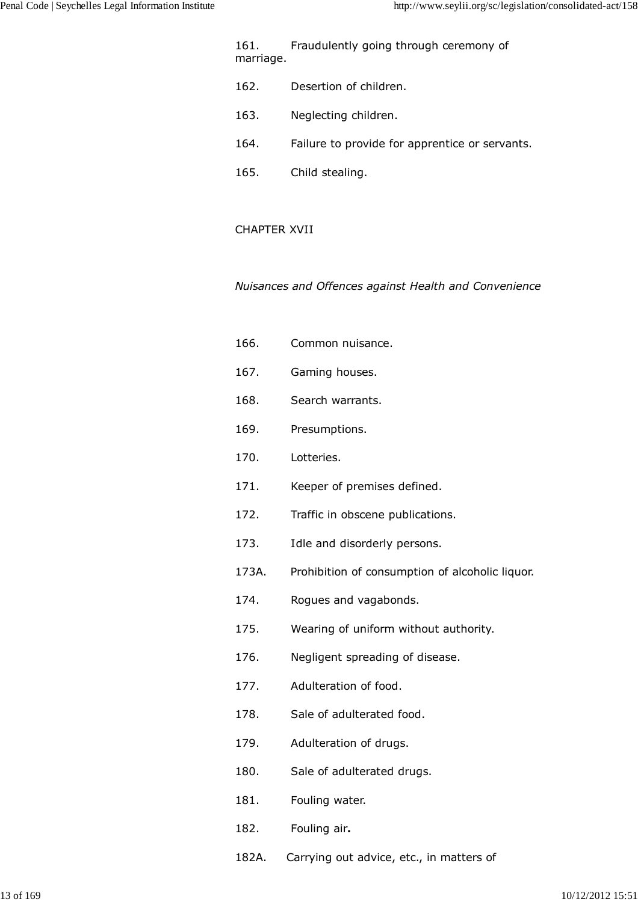161. Fraudulently going through ceremony of marriage.

162. Desertion of children.

163. Neglecting children.

164. Failure to provide for apprentice or servants.

165. Child stealing.

CHAPTER XVII

*Nuisances and Offences against Health and Convenience*

166. Common nuisance.

167. Gaming houses.

168. Search warrants.

169. Presumptions.

170. Lotteries.

171. Keeper of premises defined.

172. Traffic in obscene publications.

173. Idle and disorderly persons.

173A. Prohibition of consumption of alcoholic liquor.

174. Rogues and vagabonds.

175. Wearing of uniform without authority.

176. Negligent spreading of disease.

177. Adulteration of food.

178. Sale of adulterated food.

179. Adulteration of drugs.

180. Sale of adulterated drugs.

181. Fouling water.

182. Fouling air**.**

182A. Carrying out advice, etc., in matters of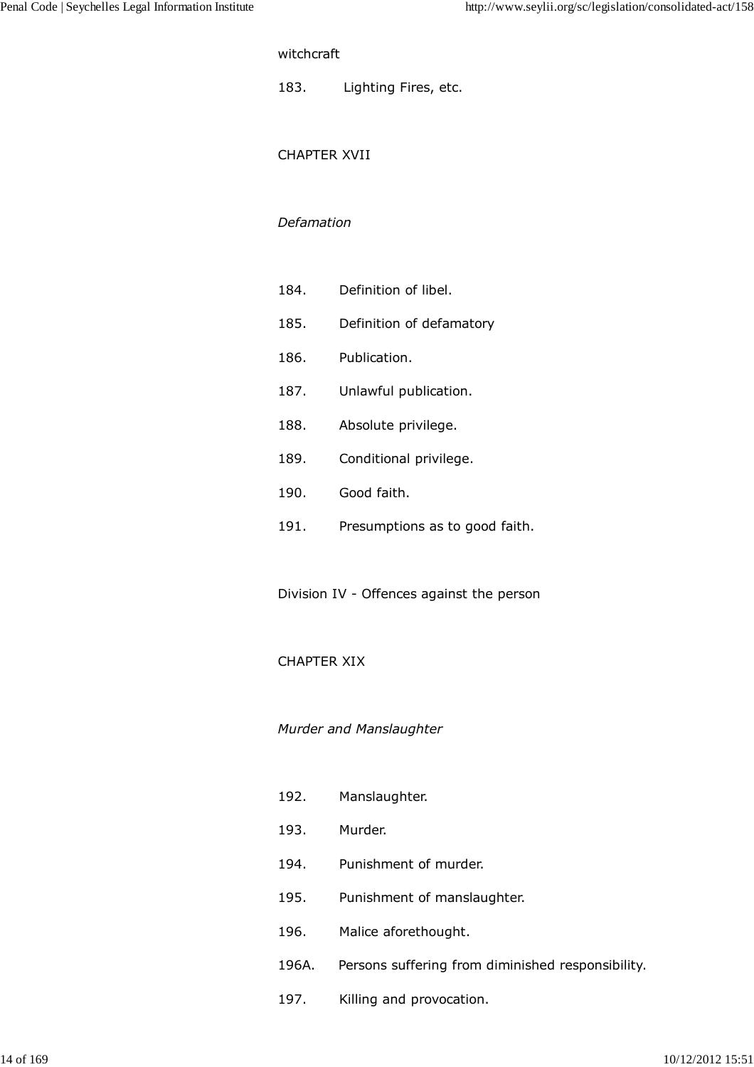witchcraft

183. Lighting Fires, etc.

CHAPTER XVII

*Defamation*

184. Definition of libel.

185. Definition of defamatory

186. Publication.

187. Unlawful publication.

188. Absolute privilege.

189. Conditional privilege.

190. Good faith.

191. Presumptions as to good faith.

Division IV - Offences against the person

CHAPTER XIX

*Murder and Manslaughter*

192. Manslaughter.

193. Murder.

194. Punishment of murder.

195. Punishment of manslaughter.

196. Malice aforethought.

196A. Persons suffering from diminished responsibility.

197. Killing and provocation.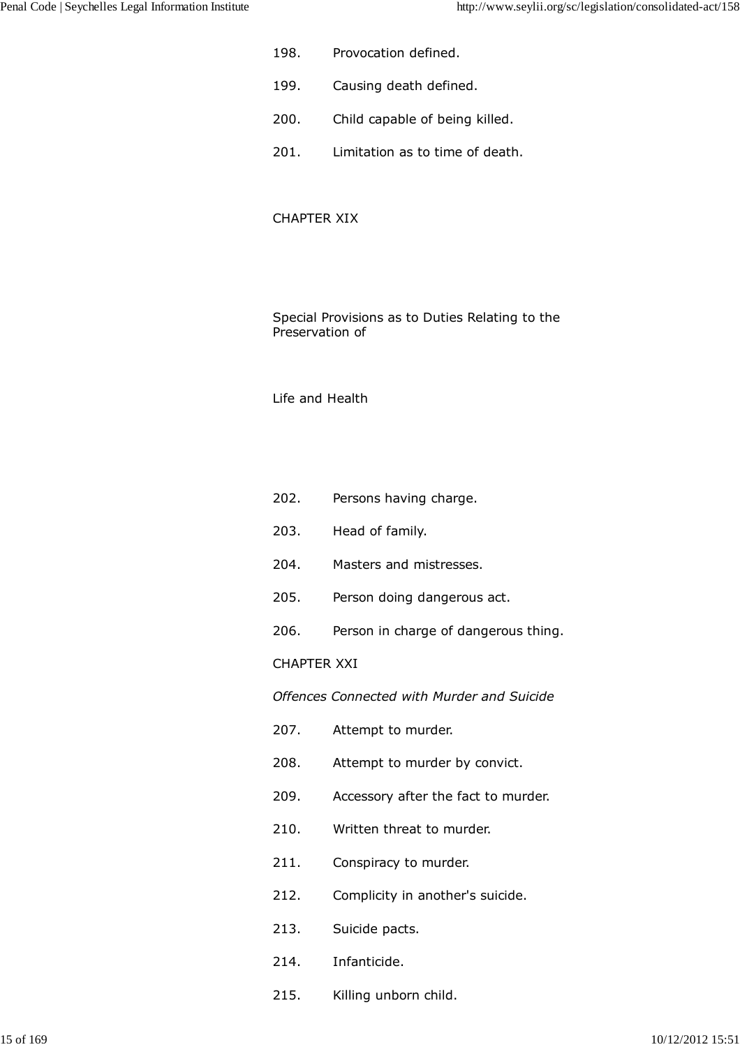198. Provocation defined.

199. Causing death defined.

200. Child capable of being killed.

201. Limitation as to time of death.

CHAPTER XIX

Special Provisions as to Duties Relating to the Preservation of

Life and Health

202. Persons having charge.

203. Head of family.

204. Masters and mistresses.

205. Person doing dangerous act.

206. Person in charge of dangerous thing.

CHAPTER XXI

*Offences Connected with Murder and Suicide*

207. Attempt to murder.

208. Attempt to murder by convict.

209. Accessory after the fact to murder.

210. Written threat to murder.

211. Conspiracy to murder.

212. Complicity in another's suicide.

213. Suicide pacts.

214. Infanticide.

215. Killing unborn child.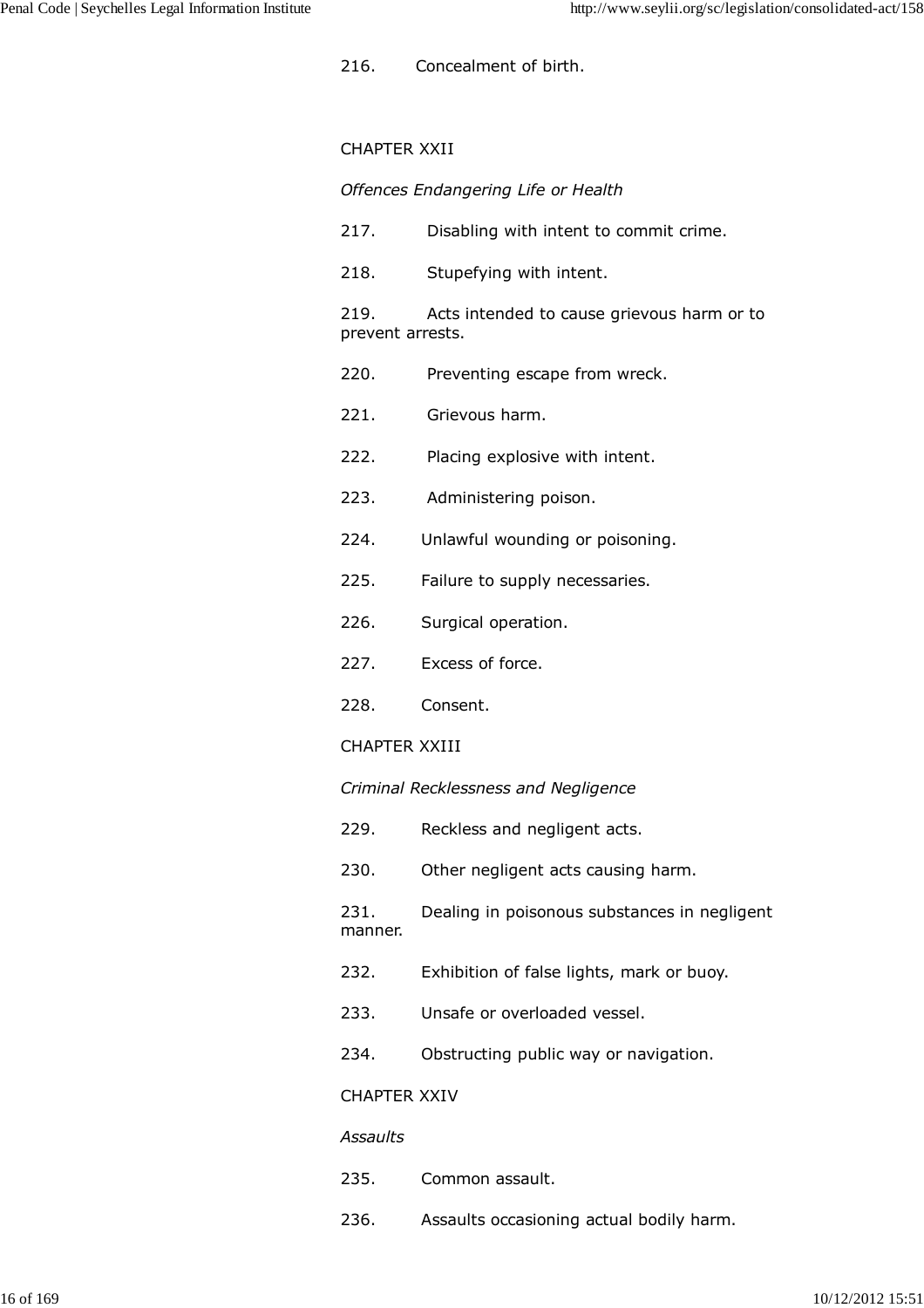216. Concealment of birth.

CHAPTER XXII

*Offences Endangering Life or Health*

217. Disabling with intent to commit crime.

218. Stupefying with intent.

219. Acts intended to cause grievous harm or to prevent arrests.

220. Preventing escape from wreck.

221. Grievous harm.

222. Placing explosive with intent.

223. Administering poison.

224. Unlawful wounding or poisoning.

225. Failure to supply necessaries.

226. Surgical operation.

227. Excess of force.

228. Consent.

CHAPTER XXIII

*Criminal Recklessness and Negligence*

229. Reckless and negligent acts.

230. Other negligent acts causing harm.

231. Dealing in poisonous substances in negligent manner.

232. Exhibition of false lights, mark or buoy.

233. Unsafe or overloaded vessel.

234. Obstructing public way or navigation.

CHAPTER XXIV

*Assaults*

235. Common assault.

236. Assaults occasioning actual bodily harm.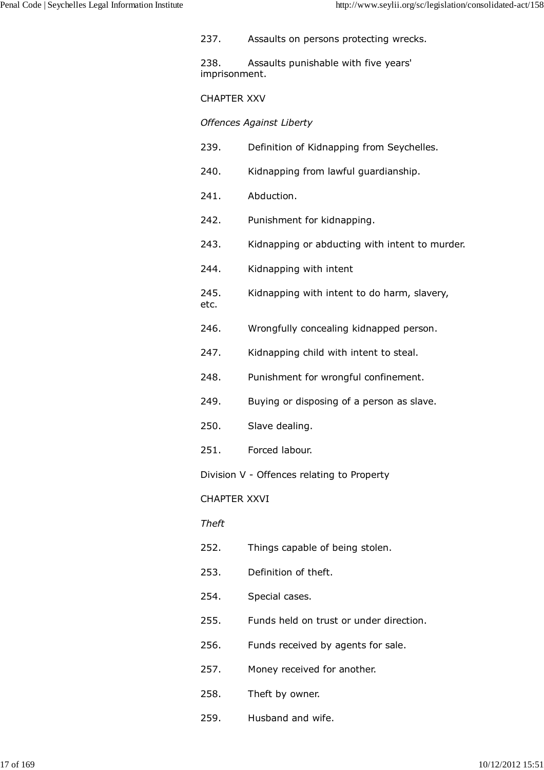237. Assaults on persons protecting wrecks.

238. Assaults punishable with five years' imprisonment.

CHAPTER XXV

*Offences Against Liberty*

239. Definition of Kidnapping from Seychelles.

240. Kidnapping from lawful guardianship.

241. Abduction.

242. Punishment for kidnapping.

243. Kidnapping or abducting with intent to murder.

244. Kidnapping with intent

245. Kidnapping with intent to do harm, slavery, etc.

246. Wrongfully concealing kidnapped person.

247. Kidnapping child with intent to steal.

248. Punishment for wrongful confinement.

249. Buying or disposing of a person as slave.

250. Slave dealing.

251. Forced labour.

Division V - Offences relating to Property

CHAPTER XXVI

*Theft*

252. Things capable of being stolen.

253. Definition of theft.

254. Special cases.

255. Funds held on trust or under direction.

256. Funds received by agents for sale.

257. Money received for another.

258. Theft by owner.

259. Husband and wife.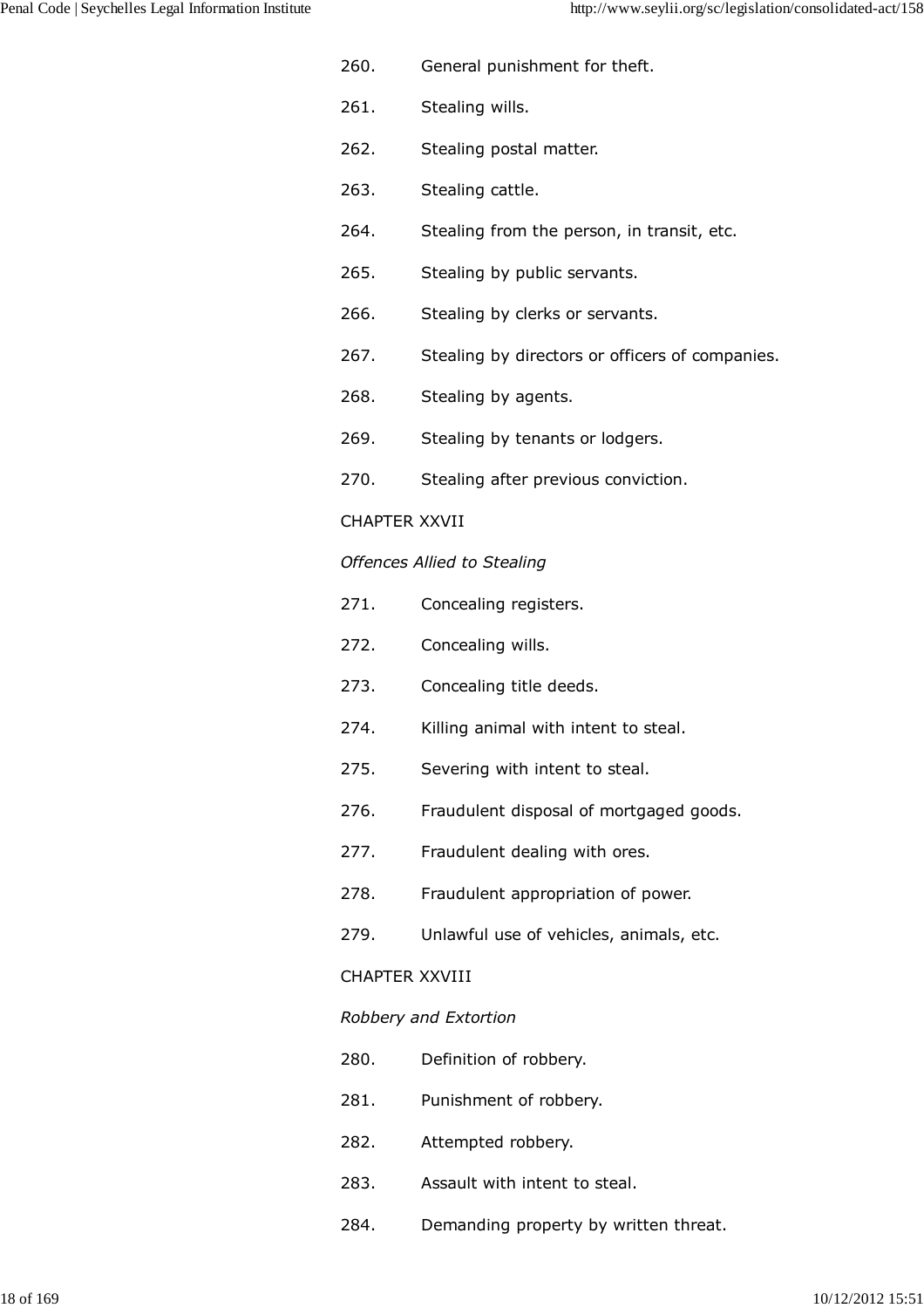260. General punishment for theft.

261. Stealing wills.

262. Stealing postal matter.

263. Stealing cattle.

264. Stealing from the person, in transit, etc.

265. Stealing by public servants.

266. Stealing by clerks or servants.

267. Stealing by directors or officers of companies.

268. Stealing by agents.

269. Stealing by tenants or lodgers.

270. Stealing after previous conviction.

CHAPTER XXVII

*Offences Allied to Stealing*

271. Concealing registers.

272. Concealing wills.

273. Concealing title deeds.

274. Killing animal with intent to steal.

275. Severing with intent to steal.

276. Fraudulent disposal of mortgaged goods.

277. Fraudulent dealing with ores.

278. Fraudulent appropriation of power.

279. Unlawful use of vehicles, animals, etc.

CHAPTER XXVIII

*Robbery and Extortion*

280. Definition of robbery.

281. Punishment of robbery.

282. Attempted robbery.

283. Assault with intent to steal.

284. Demanding property by written threat.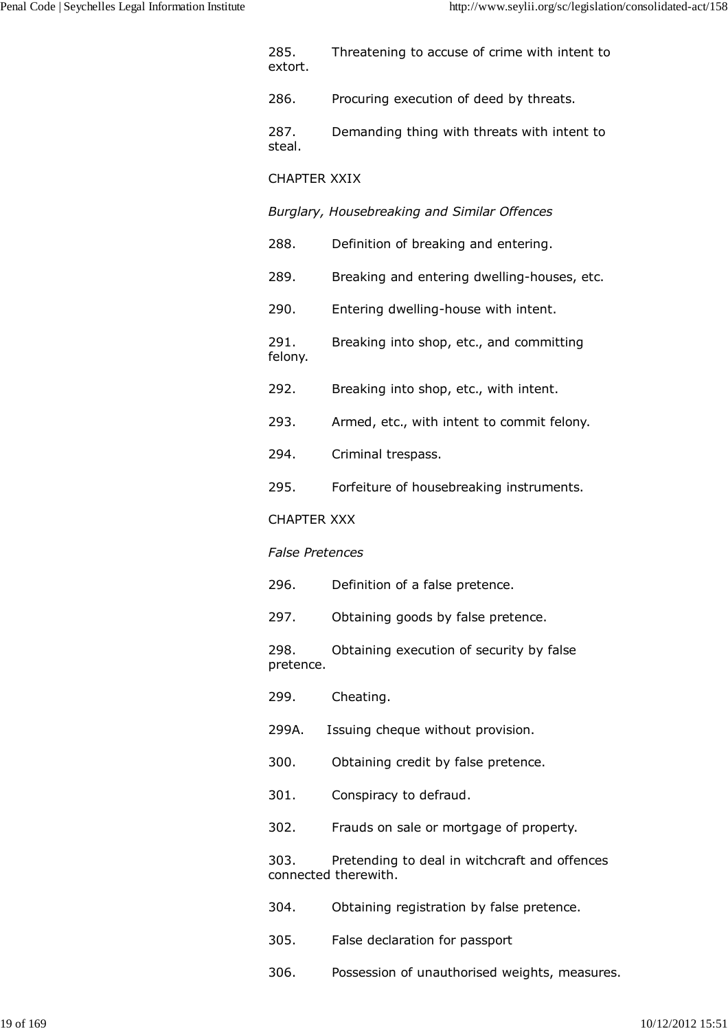285. Threatening to accuse of crime with intent to extort.

286. Procuring execution of deed by threats.

287. Demanding thing with threats with intent to steal.

CHAPTER XXIX

*Burglary, Housebreaking and Similar Offences*

288. Definition of breaking and entering.

289. Breaking and entering dwelling-houses, etc.

290. Entering dwelling-house with intent.

291. Breaking into shop, etc., and committing felony.

292. Breaking into shop, etc., with intent.

293. Armed, etc., with intent to commit felony.

294. Criminal trespass.

295. Forfeiture of housebreaking instruments.

CHAPTER XXX

*False Pretences*

296. Definition of a false pretence.

297. Obtaining goods by false pretence.

298. Obtaining execution of security by false pretence.

299. Cheating.

299A. Issuing cheque without provision.

300. Obtaining credit by false pretence.

301. Conspiracy to defraud.

302. Frauds on sale or mortgage of property.

303. Pretending to deal in witchcraft and offences connected therewith.

304. Obtaining registration by false pretence.

305. False declaration for passport

306. Possession of unauthorised weights, measures.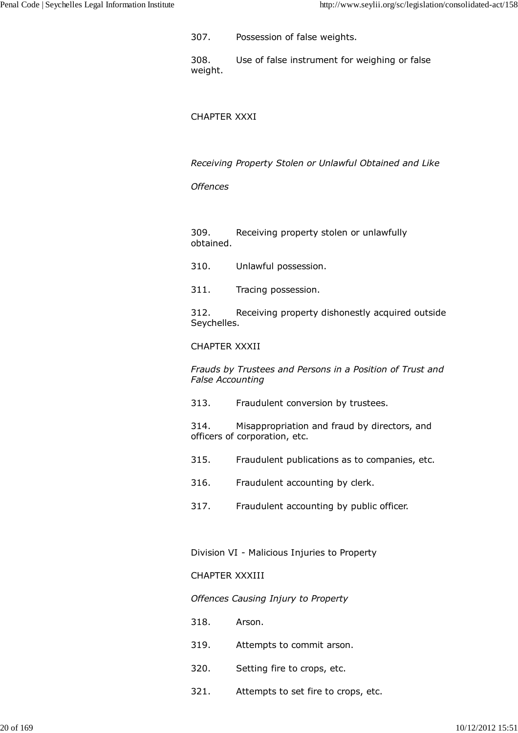307. Possession of false weights.

308. Use of false instrument for weighing or false weight.

CHAPTER XXXI

*Receiving Property Stolen or Unlawful Obtained and Like*

*Offences*

309. Receiving property stolen or unlawfully obtained.

310. Unlawful possession.

311. Tracing possession.

312. Receiving property dishonestly acquired outside Seychelles.

CHAPTER XXXII

*Frauds by Trustees and Persons in a Position of Trust and False Accounting*

313. Fraudulent conversion by trustees.

314. Misappropriation and fraud by directors, and officers of corporation, etc.

315. Fraudulent publications as to companies, etc.

316. Fraudulent accounting by clerk.

317. Fraudulent accounting by public officer.

Division VI - Malicious Injuries to Property

CHAPTER XXXIII

*Offences Causing Injury to Property*

318. Arson.

319. Attempts to commit arson.

320. Setting fire to crops, etc.

321. Attempts to set fire to crops, etc.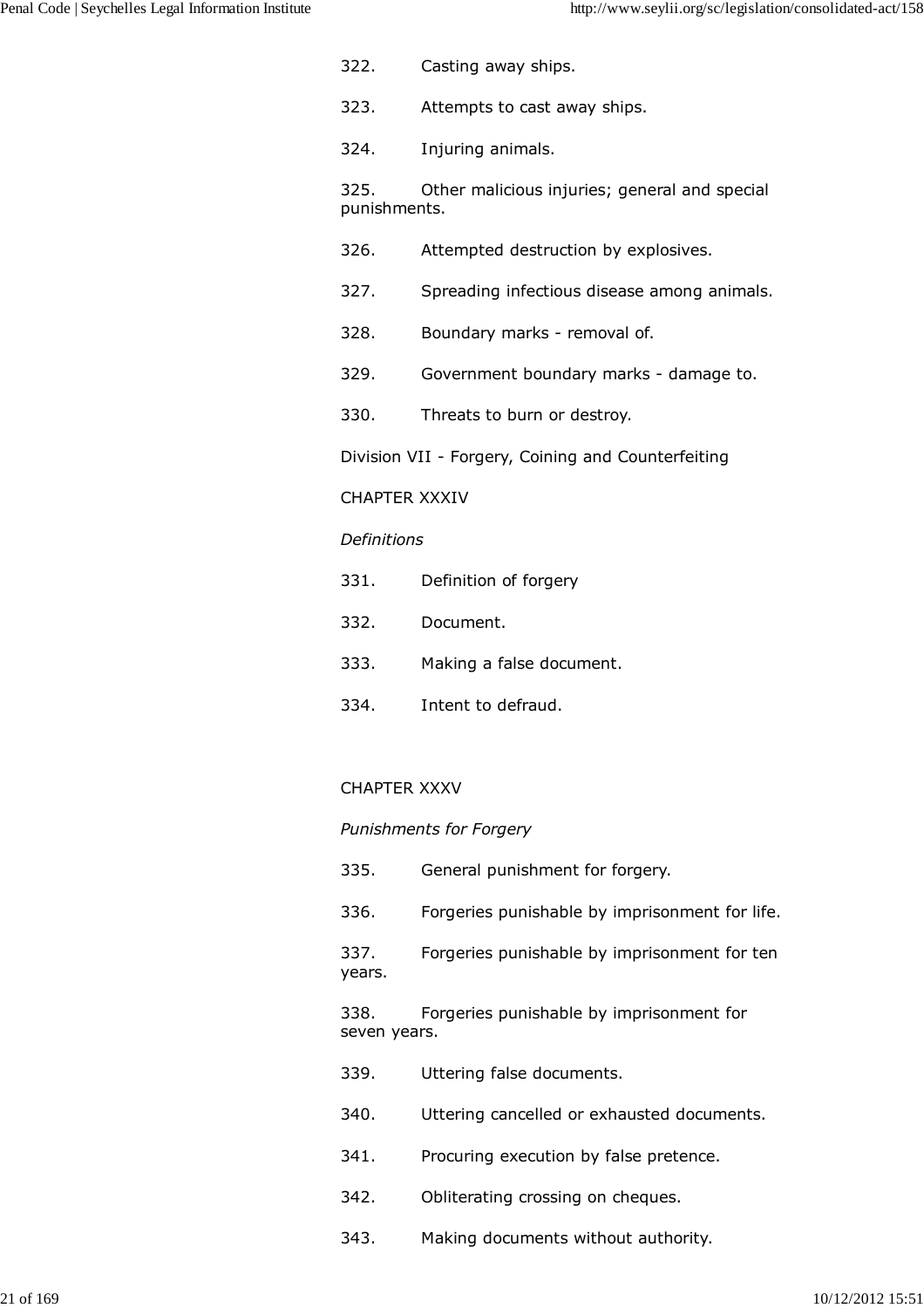322. Casting away ships.

323. Attempts to cast away ships.

324. Injuring animals.

325. Other malicious injuries; general and special punishments.

326. Attempted destruction by explosives.

327. Spreading infectious disease among animals.

328. Boundary marks - removal of.

329. Government boundary marks - damage to.

330. Threats to burn or destroy.

Division VII - Forgery, Coining and Counterfeiting

CHAPTER XXXIV

*Definitions*

331. Definition of forgery

332. Document.

333. Making a false document.

334. Intent to defraud.

CHAPTER XXXV

*Punishments for Forgery*

335. General punishment for forgery.

336. Forgeries punishable by imprisonment for life.

337. Forgeries punishable by imprisonment for ten years.

338. Forgeries punishable by imprisonment for seven years.

339. Uttering false documents.

340. Uttering cancelled or exhausted documents.

341. Procuring execution by false pretence.

342. Obliterating crossing on cheques.

343. Making documents without authority.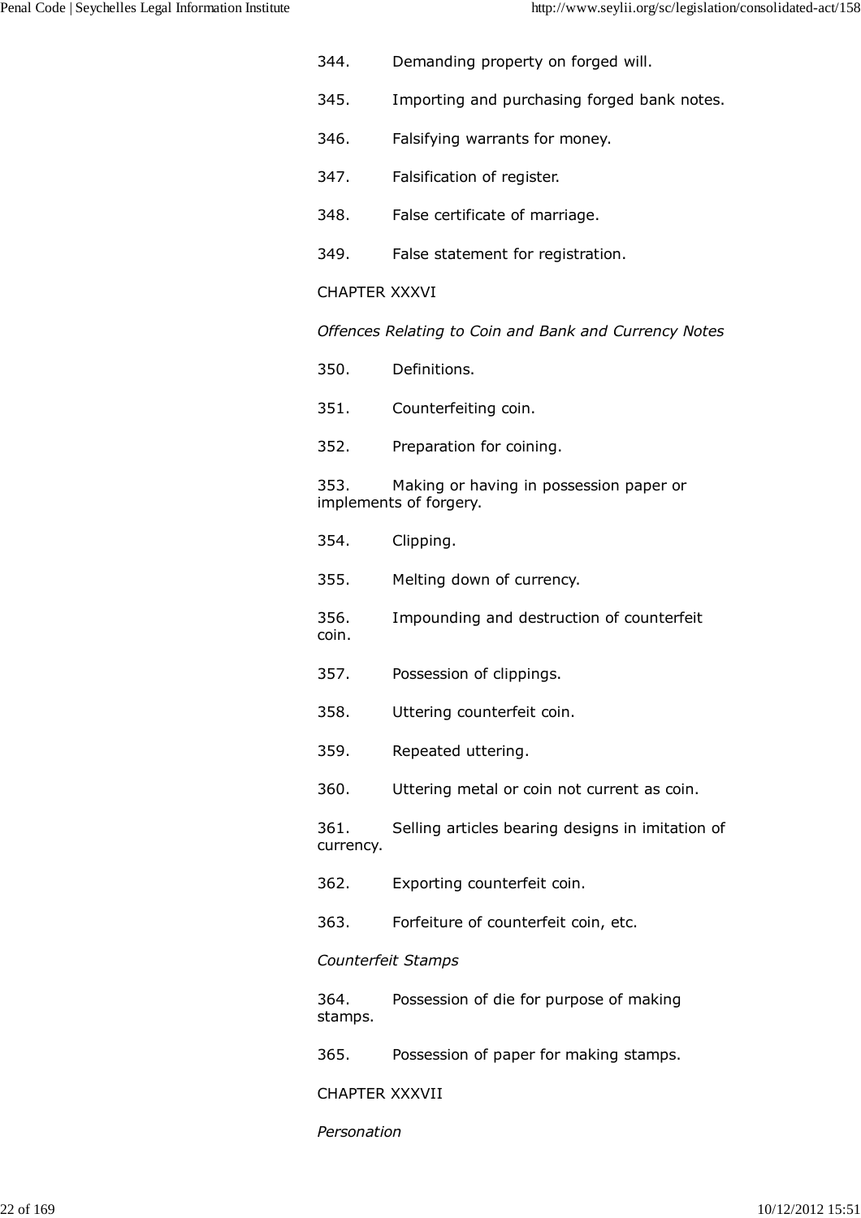344. Demanding property on forged will.

345. Importing and purchasing forged bank notes.

346. Falsifying warrants for money.

347. Falsification of register.

348. False certificate of marriage.

349. False statement for registration.

CHAPTER XXXVI

*Offences Relating to Coin and Bank and Currency Notes*

350. Definitions.

351. Counterfeiting coin.

352. Preparation for coining.

353. Making or having in possession paper or implements of forgery.

354. Clipping.

355. Melting down of currency.

356. Impounding and destruction of counterfeit coin.

357. Possession of clippings.

358. Uttering counterfeit coin.

359. Repeated uttering.

360. Uttering metal or coin not current as coin.

361. Selling articles bearing designs in imitation of currency.

362. Exporting counterfeit coin.

363. Forfeiture of counterfeit coin, etc.

*Counterfeit Stamps*

364. Possession of die for purpose of making stamps.

365. Possession of paper for making stamps.

CHAPTER XXXVII

*Personation*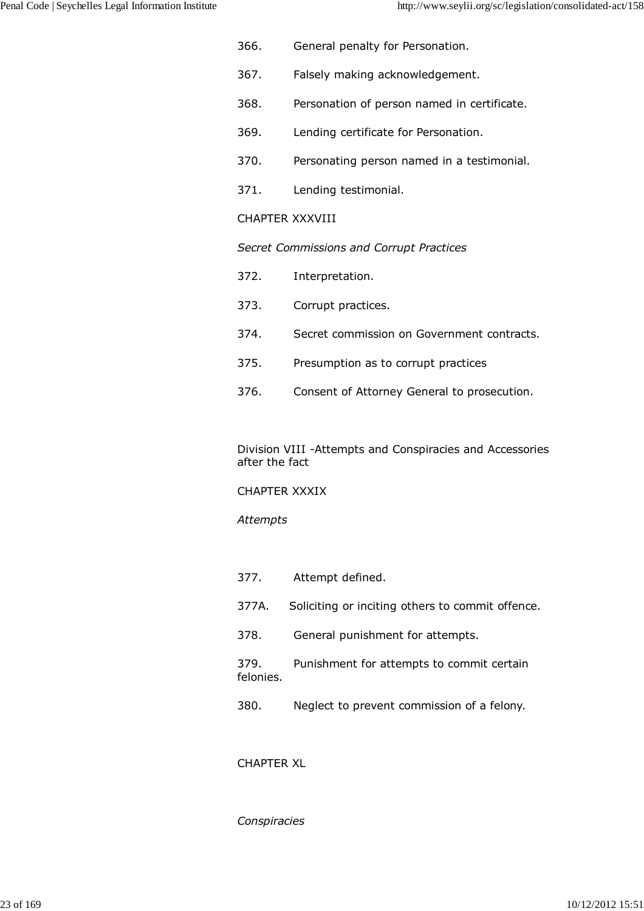366. General penalty for Personation.

367. Falsely making acknowledgement.

368. Personation of person named in certificate.

369. Lending certificate for Personation.

370. Personating person named in a testimonial.

371. Lending testimonial.

CHAPTER XXXVIII

*Secret Commissions and Corrupt Practices*

372. Interpretation.

373. Corrupt practices.

374. Secret commission on Government contracts.

375. Presumption as to corrupt practices

376. Consent of Attorney General to prosecution.

Division VIII -Attempts and Conspiracies and Accessories after the fact

CHAPTER XXXIX

*Attempts*

377. Attempt defined.

377A. Soliciting or inciting others to commit offence.

378. General punishment for attempts.

379. Punishment for attempts to commit certain felonies.

380. Neglect to prevent commission of a felony.

CHAPTER XL

*Conspiracies*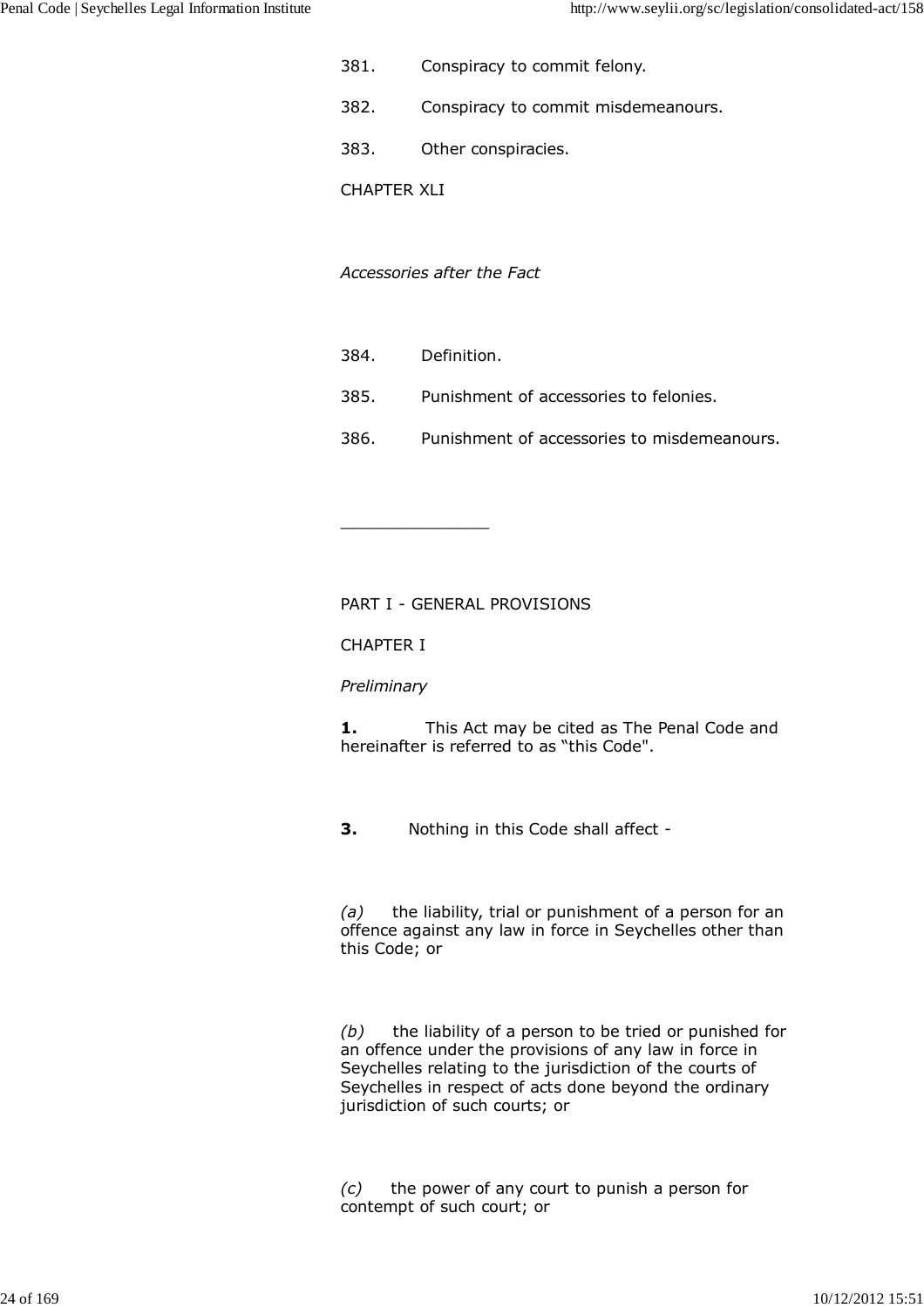381. Conspiracy to commit felony.

382. Conspiracy to commit misdemeanours.

383. Other conspiracies.

CHAPTER XLI

*Accessories after the Fact*

384. Definition.

385. Punishment of accessories to felonies.

386. Punishment of accessories to misdemeanours.

---

PART I - GENERAL PROVISIONS

CHAPTER I

*Preliminary*

**1.** This Act may be cited as The Penal Code and hereinafter is referred to as “this Code".

**3.** Nothing in this Code shall affect -

*(a)* the liability, trial or punishment of a person for an offence against any law in force in Seychelles other than this Code; or

*(b)* the liability of a person to be tried or punished for an offence under the provisions of any law in force in Seychelles relating to the jurisdiction of the courts of Seychelles in respect of acts done beyond the ordinary jurisdiction of such courts; or

*(c)* the power of any court to punish a person for contempt of such court; or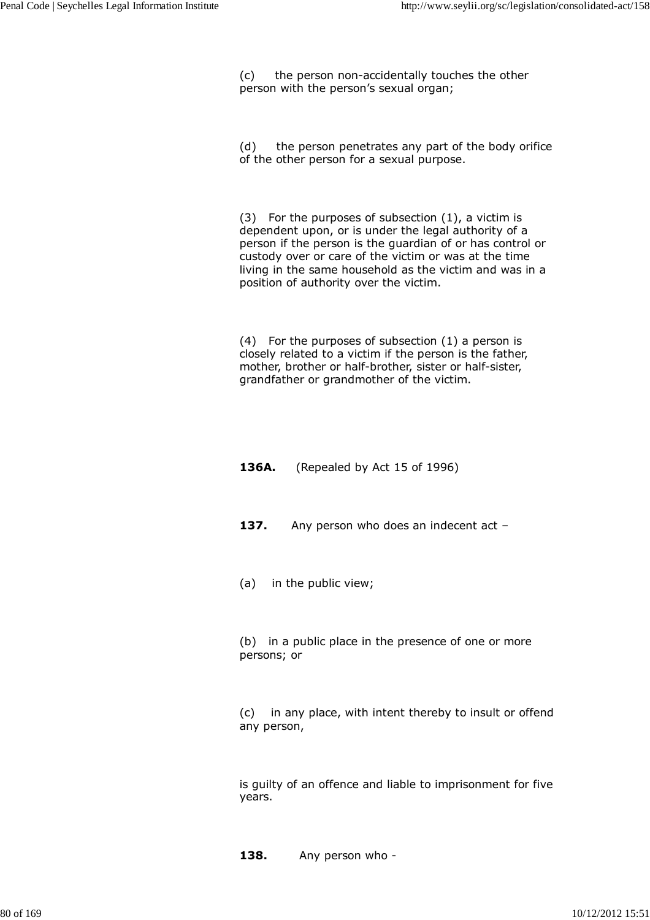(c) the person non-accidentally touches the other person with the person’s sexual organ;

(d) the person penetrates any part of the body orifice of the other person for a sexual purpose.

(3) For the purposes of subsection (1), a victim is dependent upon, or is under the legal authority of a person if the person is the guardian of or has control or custody over or care of the victim or was at the time living in the same household as the victim and was in a position of authority over the victim.

(4) For the purposes of subsection (1) a person is closely related to a victim if the person is the father, mother, brother or half-brother, sister or half-sister, grandfather or grandmother of the victim.

**136A.** (Repealed by Act 15 of 1996)

**137.** Any person who does an indecent act –

(a) in the public view;

(b) in a public place in the presence of one or more persons; or

(c) in any place, with intent thereby to insult or offend any person,

is guilty of an offence and liable to imprisonment for five years.

**138.** Any person who -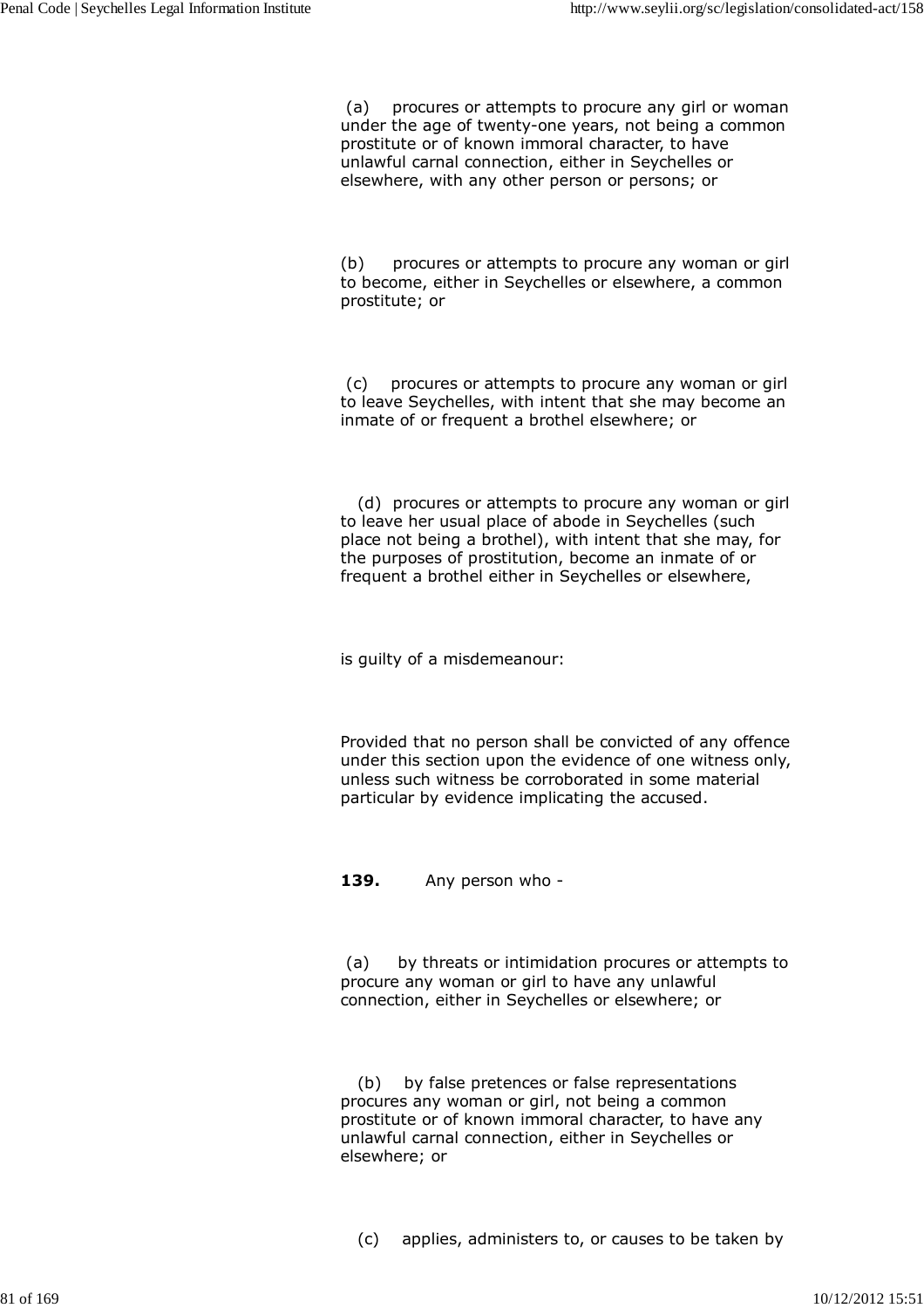(a) procures or attempts to procure any girl or woman under the age of twenty-one years, not being a common prostitute or of known immoral character, to have unlawful carnal connection, either in Seychelles or elsewhere, with any other person or persons; or

(b) procures or attempts to procure any woman or girl to become, either in Seychelles or elsewhere, a common prostitute; or

(c) procures or attempts to procure any woman or girl to leave Seychelles, with intent that she may become an inmate of or frequent a brothel elsewhere; or

(d) procures or attempts to procure any woman or girl to leave her usual place of abode in Seychelles (such place not being a brothel), with intent that she may, for the purposes of prostitution, become an inmate of or frequent a brothel either in Seychelles or elsewhere,

is guilty of a misdemeanour:

Provided that no person shall be convicted of any offence under this section upon the evidence of one witness only, unless such witness be corroborated in some material particular by evidence implicating the accused.

**139.** Any person who -

(a) by threats or intimidation procures or attempts to procure any woman or girl to have any unlawful connection, either in Seychelles or elsewhere; or

(b) by false pretences or false representations procures any woman or girl, not being a common prostitute or of known immoral character, to have any unlawful carnal connection, either in Seychelles or elsewhere; or

(c) applies, administers to, or causes to be taken by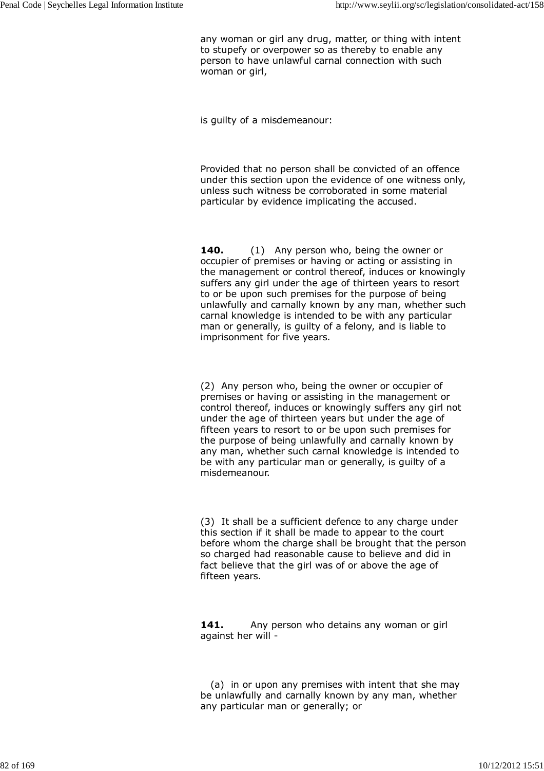any woman or girl any drug, matter, or thing with intent to stupefy or overpower so as thereby to enable any person to have unlawful carnal connection with such woman or girl,

is guilty of a misdemeanour:

Provided that no person shall be convicted of an offence under this section upon the evidence of one witness only, unless such witness be corroborated in some material particular by evidence implicating the accused.

**140.** (1) Any person who, being the owner or occupier of premises or having or acting or assisting in the management or control thereof, induces or knowingly suffers any girl under the age of thirteen years to resort to or be upon such premises for the purpose of being unlawfully and carnally known by any man, whether such carnal knowledge is intended to be with any particular man or generally, is guilty of a felony, and is liable to imprisonment for five years.

(2) Any person who, being the owner or occupier of premises or having or assisting in the management or control thereof, induces or knowingly suffers any girl not under the age of thirteen years but under the age of fifteen years to resort to or be upon such premises for the purpose of being unlawfully and carnally known by any man, whether such carnal knowledge is intended to be with any particular man or generally, is guilty of a misdemeanour.

(3) It shall be a sufficient defence to any charge under this section if it shall be made to appear to the court before whom the charge shall be brought that the person so charged had reasonable cause to believe and did in fact believe that the girl was of or above the age of fifteen years.

**141.** Any person who detains any woman or girl against her will -

(a) in or upon any premises with intent that she may be unlawfully and carnally known by any man, whether any particular man or generally; or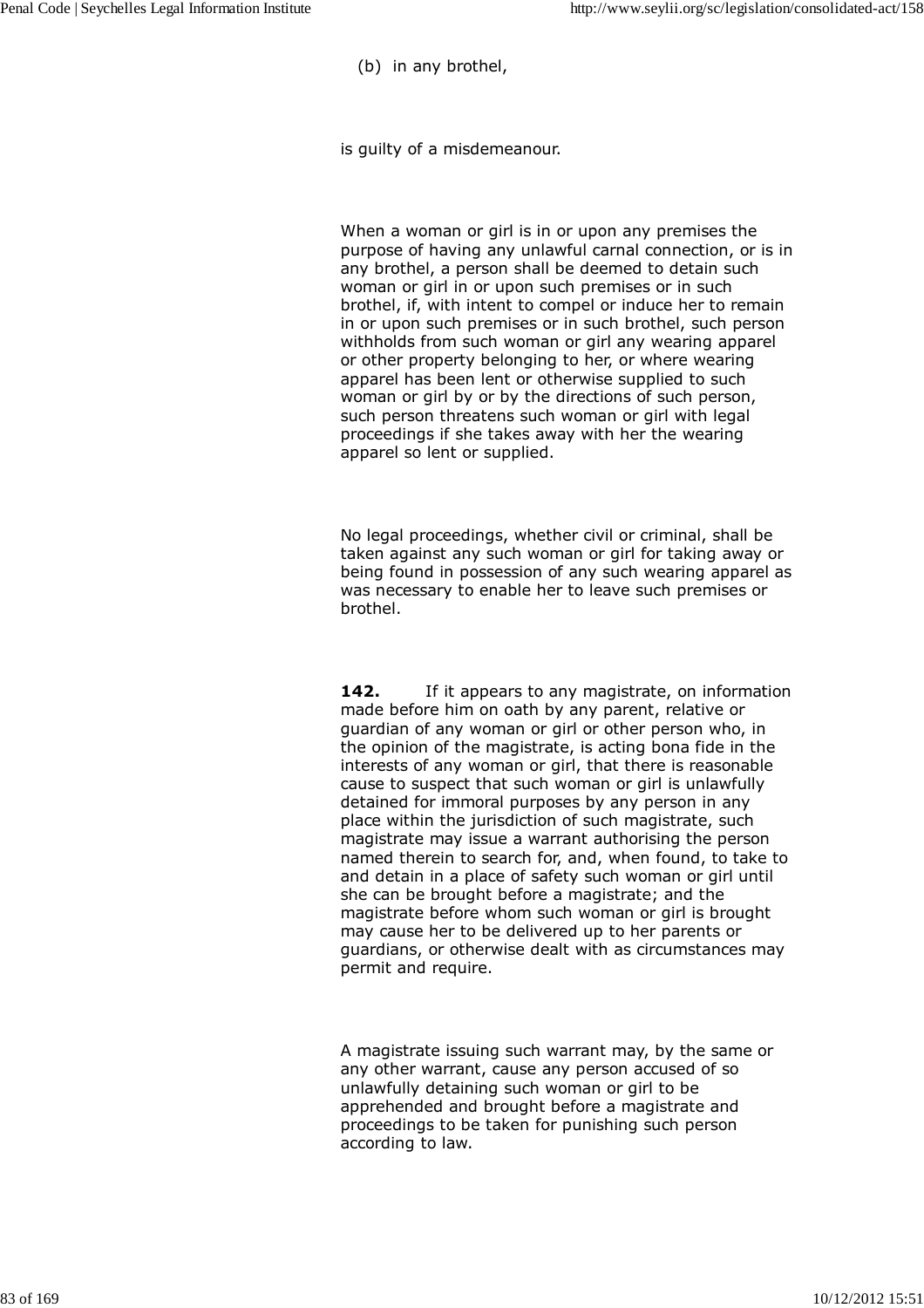(b) in any brothel,

is guilty of a misdemeanour.

When a woman or girl is in or upon any premises the purpose of having any unlawful carnal connection, or is in any brothel, a person shall be deemed to detain such woman or girl in or upon such premises or in such brothel, if, with intent to compel or induce her to remain in or upon such premises or in such brothel, such person withholds from such woman or girl any wearing apparel or other property belonging to her, or where wearing apparel has been lent or otherwise supplied to such woman or girl by or by the directions of such person, such person threatens such woman or girl with legal proceedings if she takes away with her the wearing apparel so lent or supplied.

No legal proceedings, whether civil or criminal, shall be taken against any such woman or girl for taking away or being found in possession of any such wearing apparel as was necessary to enable her to leave such premises or brothel.

**142.** If it appears to any magistrate, on information made before him on oath by any parent, relative or guardian of any woman or girl or other person who, in the opinion of the magistrate, is acting bona fide in the interests of any woman or girl, that there is reasonable cause to suspect that such woman or girl is unlawfully detained for immoral purposes by any person in any place within the jurisdiction of such magistrate, such magistrate may issue a warrant authorising the person named therein to search for, and, when found, to take to and detain in a place of safety such woman or girl until she can be brought before a magistrate; and the magistrate before whom such woman or girl is brought may cause her to be delivered up to her parents or guardians, or otherwise dealt with as circumstances may permit and require.

A magistrate issuing such warrant may, by the same or any other warrant, cause any person accused of so unlawfully detaining such woman or girl to be apprehended and brought before a magistrate and proceedings to be taken for punishing such person according to law.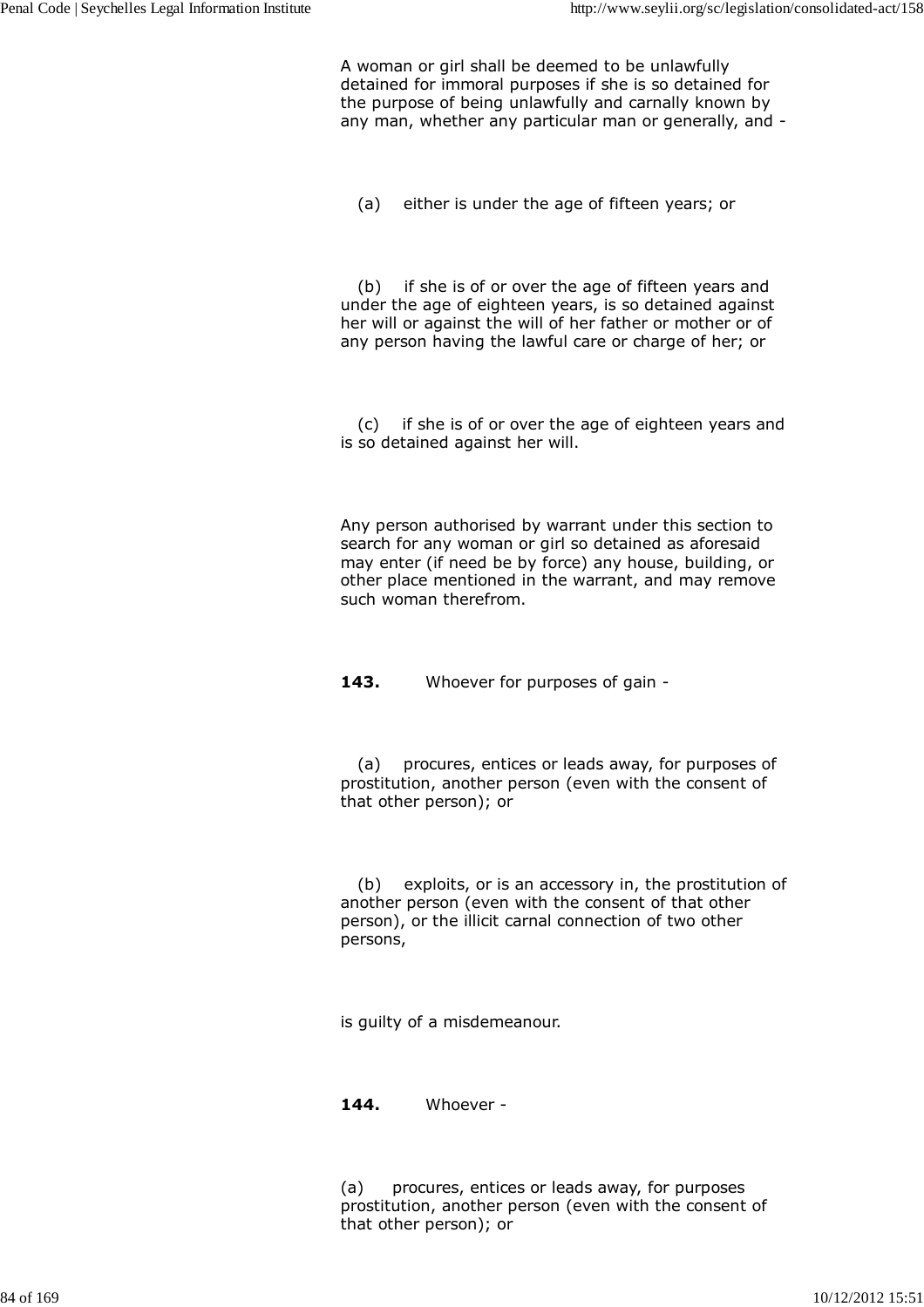A woman or girl shall be deemed to be unlawfully detained for immoral purposes if she is so detained for the purpose of being unlawfully and carnally known by any man, whether any particular man or generally, and -

(a) either is under the age of fifteen years; or

(b) if she is of or over the age of fifteen years and under the age of eighteen years, is so detained against her will or against the will of her father or mother or of any person having the lawful care or charge of her; or

(c) if she is of or over the age of eighteen years and is so detained against her will.

Any person authorised by warrant under this section to search for any woman or girl so detained as aforesaid may enter (if need be by force) any house, building, or other place mentioned in the warrant, and may remove such woman therefrom.

**143.** Whoever for purposes of gain -

(a) procures, entices or leads away, for purposes of prostitution, another person (even with the consent of that other person); or

(b) exploits, or is an accessory in, the prostitution of another person (even with the consent of that other person), or the illicit carnal connection of two other persons,

is guilty of a misdemeanour.

**144.** Whoever -

(a) procures, entices or leads away, for purposes prostitution, another person (even with the consent of that other person); or